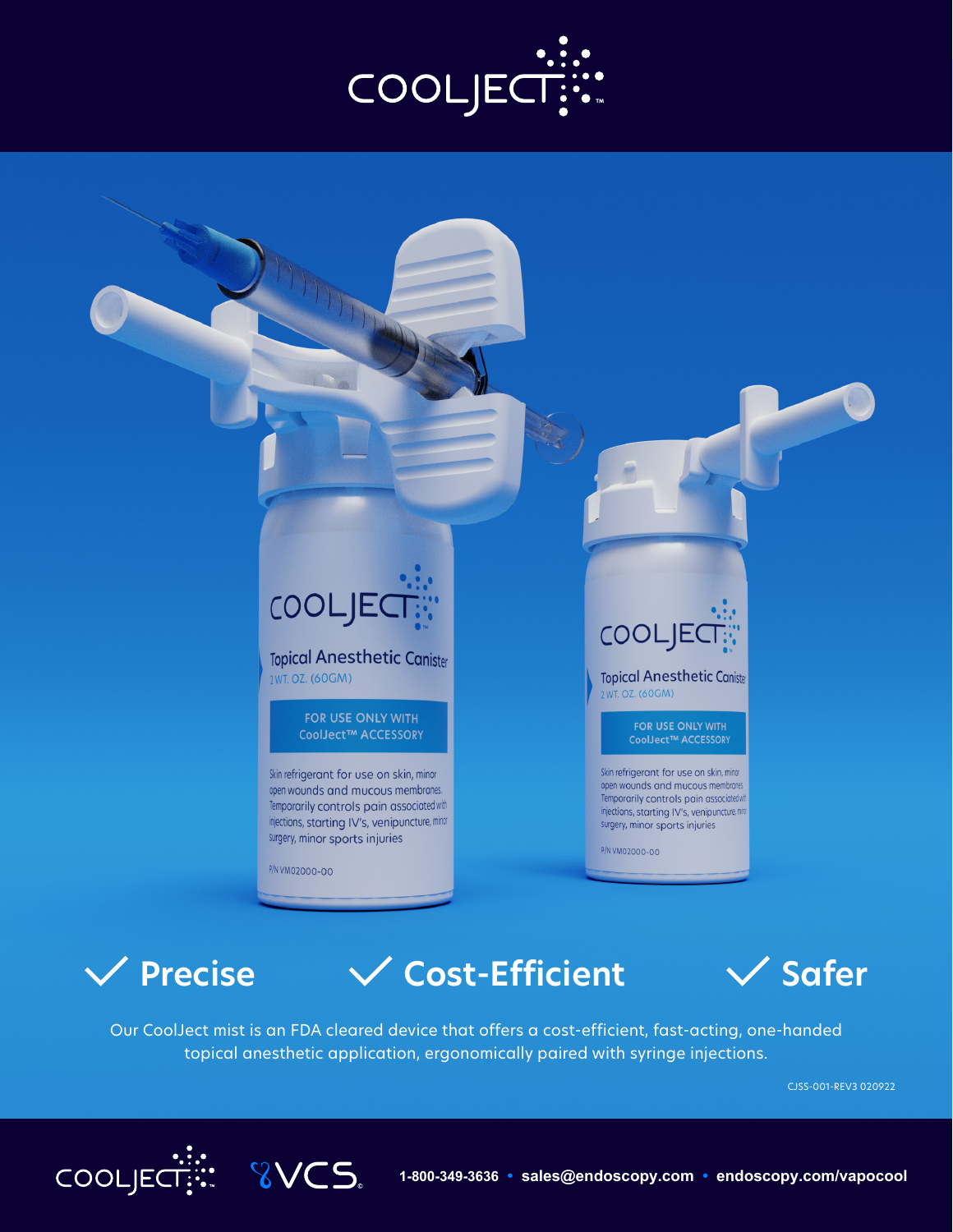# COOLJECT™

## ✓ Precise ✓ Cost-Efficient ✓ Safer

Our CoolJect mist is an FDA cleared device that offers a cost-efficient, fast-acting, one-handed topical anesthetic application, ergonomically paired with syringe injections.

CJSS-001-REV3 020922

COOLJECT VCS

1-800-349-3636 • sales@endoscopy.com • endoscopy.com/vapocool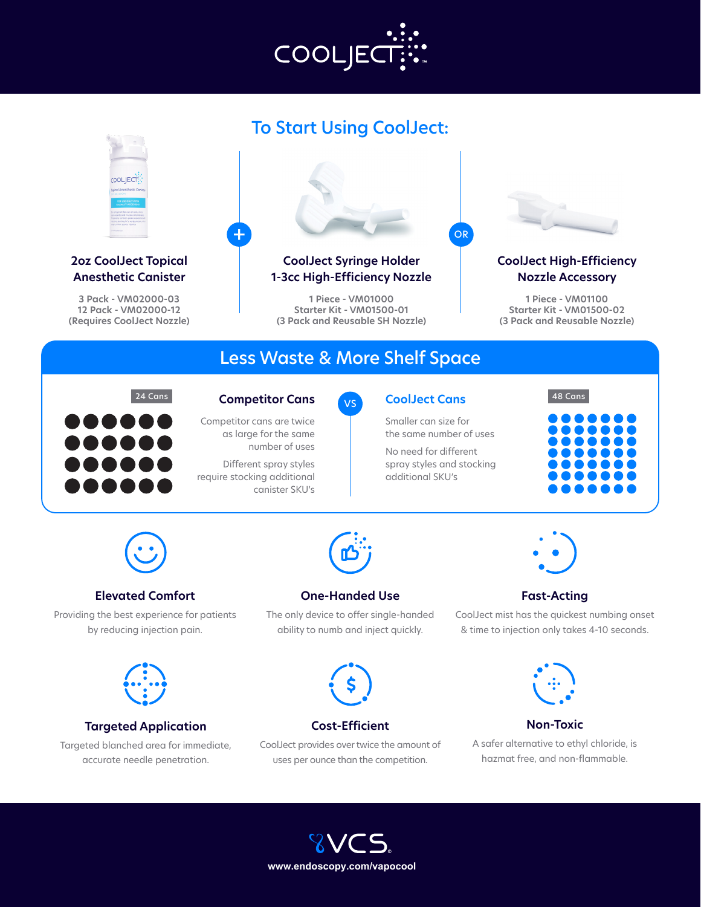COOLJECT™

## To Start Using CoolJect:

### 2oz CoolJect Topical Anesthetic Canister

3 Pack - VM02000-03
12 Pack - VM02000-12
(Requires CoolJect Nozzle)

+

### CoolJect Syringe Holder 1-3cc High-Efficiency Nozzle

1 Piece - VM01000
Starter Kit - VM01500-01
(3 Pack and Reusable SH Nozzle)

OR

### CoolJect High-Efficiency Nozzle Accessory

1 Piece - VM01100
Starter Kit - VM01500-02
(3 Pack and Reusable Nozzle)

## Less Waste & More Shelf Space

24 Cans

### Competitor Cans

Competitor cans are twice as large for the same number of uses

Different spray styles require stocking additional canister SKU's

VS

### CoolJect Cans

Smaller can size for the same number of uses

No need for different spray styles and stocking additional SKU's

48 Cans

### Elevated Comfort

Providing the best experience for patients by reducing injection pain.

### One-Handed Use

The only device to offer single-handed ability to numb and inject quickly.

### Fast-Acting

CoolJect mist has the quickest numbing onset & time to injection only takes 4-10 seconds.

### Targeted Application

Targeted blanched area for immediate, accurate needle penetration.

### Cost-Efficient

CoolJect provides over twice the amount of uses per ounce than the competition.

### Non-Toxic

A safer alternative to ethyl chloride, is hazmat free, and non-flammable.

VCS®

www.endoscopy.com/vapocool